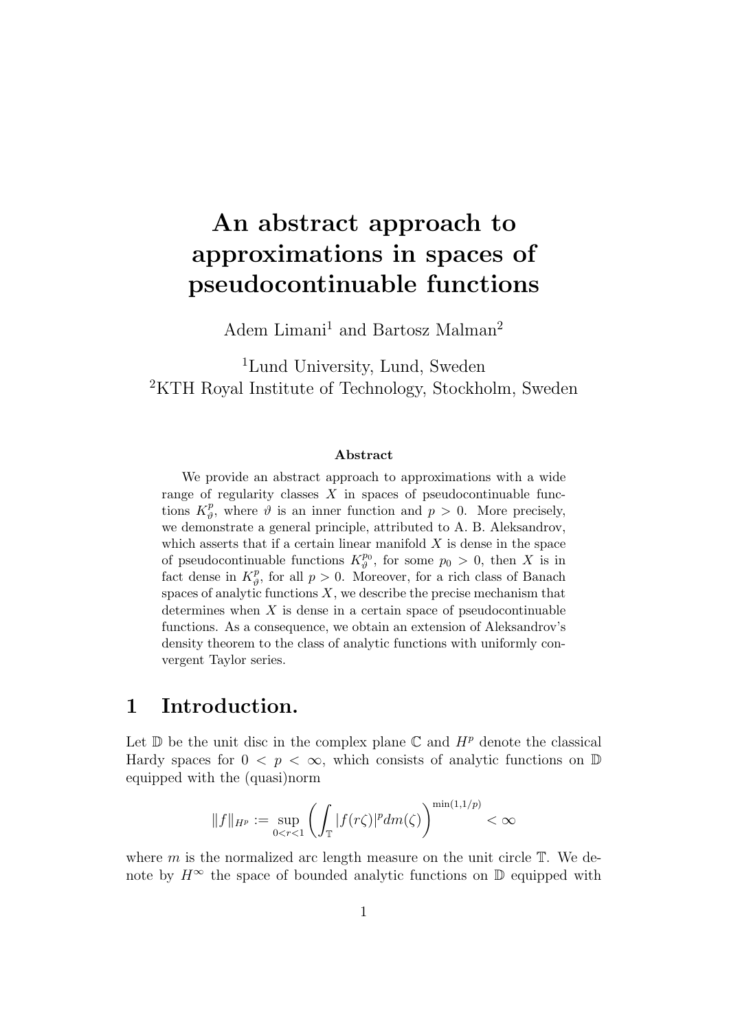# An abstract approach to approximations in spaces of pseudocontinuable functions

Adem Limani[1] and Bartosz Malman[2]

[1]Lund University, Lund, Sweden
[2]KTH Royal Institute of Technology, Stockholm, Sweden

**Abstract**

We provide an abstract approach to approximations with a wide range of regularity classes $X$ in spaces of pseudocontinuable functions $K^p_\vartheta$, where $\vartheta$ is an inner function and $p > 0$. More precisely, we demonstrate a general principle, attributed to A. B. Aleksandrov, which asserts that if a certain linear manifold $X$ is dense in the space of pseudocontinuable functions $K^{p_0}_\vartheta$, for some $p_0 > 0$, then $X$ is in fact dense in $K^p_\vartheta$, for all $p > 0$. Moreover, for a rich class of Banach spaces of analytic functions $X$, we describe the precise mechanism that determines when $X$ is dense in a certain space of pseudocontinuable functions. As a consequence, we obtain an extension of Aleksandrov's density theorem to the class of analytic functions with uniformly convergent Taylor series.

## 1 Introduction.

Let $\mathbb{D}$ be the unit disc in the complex plane $\mathbb{C}$ and $H^p$ denote the classical Hardy spaces for $0 < p < \infty$, which consists of analytic functions on $\mathbb{D}$ equipped with the (quasi)norm

$$\|f\|_{H^p} := \sup_{0<r<1} \left( \int_{\mathbb{T}} |f(r\zeta)|^p dm(\zeta) \right)^{\min(1,1/p)} < \infty$$

where $m$ is the normalized arc length measure on the unit circle $\mathbb{T}$. We denote by $H^\infty$ the space of bounded analytic functions on $\mathbb{D}$ equipped with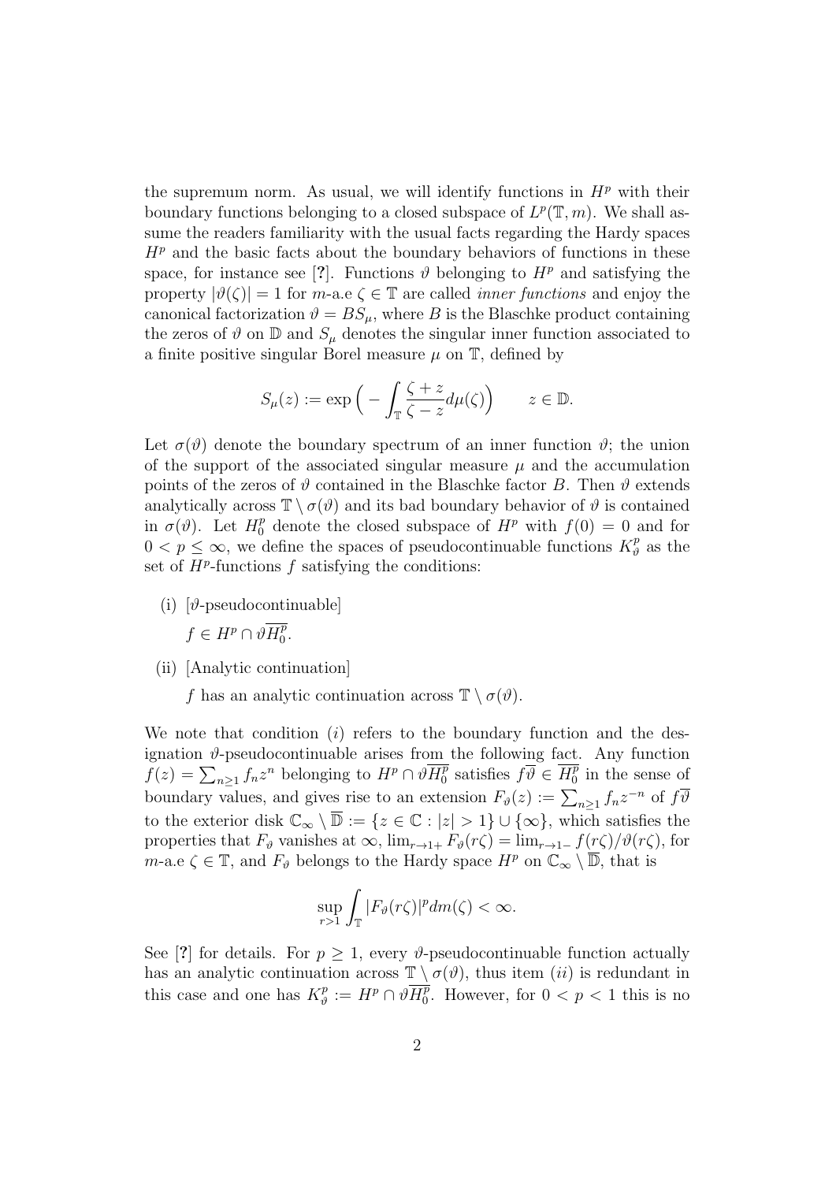the supremum norm. As usual, we will identify functions in $H^p$ with their boundary functions belonging to a closed subspace of $L^p(\mathbb{T}, m)$. We shall assume the readers familiarity with the usual facts regarding the Hardy spaces $H^p$ and the basic facts about the boundary behaviors of functions in these space, for instance see [?]. Functions $\vartheta$ belonging to $H^p$ and satisfying the property $|\vartheta(\zeta)| = 1$ for $m$-a.e $\zeta \in \mathbb{T}$ are called *inner functions* and enjoy the canonical factorization $\vartheta = BS_\mu$, where $B$ is the Blaschke product containing the zeros of $\vartheta$ on $\mathbb{D}$ and $S_\mu$ denotes the singular inner function associated to a finite positive singular Borel measure $\mu$ on $\mathbb{T}$, defined by

$$S_\mu(z) := \exp\Big( - \int_{\mathbb{T}} \frac{\zeta + z}{\zeta - z} d\mu(\zeta) \Big) \qquad z \in \mathbb{D}.$$

Let $\sigma(\vartheta)$ denote the boundary spectrum of an inner function $\vartheta$; the union of the support of the associated singular measure $\mu$ and the accumulation points of the zeros of $\vartheta$ contained in the Blaschke factor $B$. Then $\vartheta$ extends analytically across $\mathbb{T} \setminus \sigma(\vartheta)$ and its bad boundary behavior of $\vartheta$ is contained in $\sigma(\vartheta)$. Let $H^p_0$ denote the closed subspace of $H^p$ with $f(0) = 0$ and for $0 < p \leq \infty$, we define the spaces of pseudocontinuable functions $K^p_\vartheta$ as the set of $H^p$-functions $f$ satisfying the conditions:

(i) [$\vartheta$-pseudocontinuable]

$f \in H^p \cap \vartheta \overline{H^p_0}$.

(ii) [Analytic continuation]

$f$ has an analytic continuation across $\mathbb{T} \setminus \sigma(\vartheta)$.

We note that condition $(i)$ refers to the boundary function and the designation $\vartheta$-pseudocontinuable arises from the following fact. Any function $f(z) = \sum_{n \geq 1} f_n z^n$ belonging to $H^p \cap \vartheta \overline{H^p_0}$ satisfies $f\overline{\vartheta} \in \overline{H^p_0}$ in the sense of boundary values, and gives rise to an extension $F_\vartheta(z) := \sum_{n \geq 1} f_n z^{-n}$ of $f\overline{\vartheta}$ to the exterior disk $\mathbb{C}_\infty \setminus \overline{\mathbb{D}} := \{z \in \mathbb{C} : |z| > 1\} \cup \{\infty\}$, which satisfies the properties that $F_\vartheta$ vanishes at $\infty$, $\lim_{r \to 1+} F_\vartheta(r\zeta) = \lim_{r \to 1-} f(r\zeta)/\vartheta(r\zeta)$, for $m$-a.e $\zeta \in \mathbb{T}$, and $F_\vartheta$ belongs to the Hardy space $H^p$ on $\mathbb{C}_\infty \setminus \overline{\mathbb{D}}$, that is

$$\sup_{r > 1} \int_{\mathbb{T}} |F_\vartheta(r\zeta)|^p dm(\zeta) < \infty.$$

See [?] for details. For $p \geq 1$, every $\vartheta$-pseudocontinuable function actually has an analytic continuation across $\mathbb{T} \setminus \sigma(\vartheta)$, thus item $(ii)$ is redundant in this case and one has $K^p_\vartheta := H^p \cap \vartheta \overline{H^p_0}$. However, for $0 < p < 1$ this is no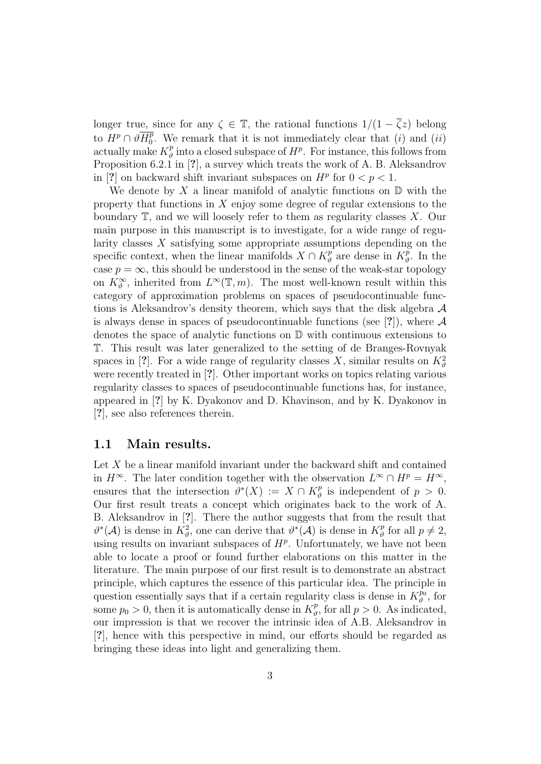longer true, since for any $\zeta \in \mathbb{T}$, the rational functions $1/(1-\overline{\zeta}z)$ belong to $H^p \cap \vartheta \overline{H^p_0}$. We remark that it is not immediately clear that $(i)$ and $(ii)$ actually make $K^p_\vartheta$ into a closed subspace of $H^p$. For instance, this follows from Proposition 6.2.1 in [?], a survey which treats the work of A. B. Aleksandrov in [?] on backward shift invariant subspaces on $H^p$ for $0 < p < 1$.

We denote by $X$ a linear manifold of analytic functions on $\mathbb{D}$ with the property that functions in $X$ enjoy some degree of regular extensions to the boundary $\mathbb{T}$, and we will loosely refer to them as regularity classes $X$. Our main purpose in this manuscript is to investigate, for a wide range of regularity classes $X$ satisfying some appropriate assumptions depending on the specific context, when the linear manifolds $X \cap K^p_\vartheta$ are dense in $K^p_\vartheta$. In the case $p = \infty$, this should be understood in the sense of the weak-star topology on $K^\infty_\vartheta$, inherited from $L^\infty(\mathbb{T}, m)$. The most well-known result within this category of approximation problems on spaces of pseudocontinuable functions is Aleksandrov's density theorem, which says that the disk algebra $\mathcal{A}$ is always dense in spaces of pseudocontinuable functions (see [?]), where $\mathcal{A}$ denotes the space of analytic functions on $\mathbb{D}$ with continuous extensions to $\mathbb{T}$. This result was later generalized to the setting of de Branges-Rovnyak spaces in [?]. For a wide range of regularity classes $X$, similar results on $K^2_\vartheta$ were recently treated in [?]. Other important works on topics relating various regularity classes to spaces of pseudocontinuable functions has, for instance, appeared in [?] by K. Dyakonov and D. Khavinson, and by K. Dyakonov in [?], see also references therein.

### 1.1 Main results.

Let $X$ be a linear manifold invariant under the backward shift and contained in $H^\infty$. The later condition together with the observation $L^\infty \cap H^p = H^\infty$, ensures that the intersection $\vartheta^*(X) := X \cap K^p_\vartheta$ is independent of $p > 0$. Our first result treats a concept which originates back to the work of A. B. Aleksandrov in [?]. There the author suggests that from the result that $\vartheta^*(\mathcal{A})$ is dense in $K^2_\vartheta$, one can derive that $\vartheta^*(\mathcal{A})$ is dense in $K^p_\vartheta$ for all $p \neq 2$, using results on invariant subspaces of $H^p$. Unfortunately, we have not been able to locate a proof or found further elaborations on this matter in the literature. The main purpose of our first result is to demonstrate an abstract principle, which captures the essence of this particular idea. The principle in question essentially says that if a certain regularity class is dense in $K^{p_0}_\vartheta$, for some $p_0 > 0$, then it is automatically dense in $K^p_\vartheta$, for all $p > 0$. As indicated, our impression is that we recover the intrinsic idea of A.B. Aleksandrov in [?], hence with this perspective in mind, our efforts should be regarded as bringing these ideas into light and generalizing them.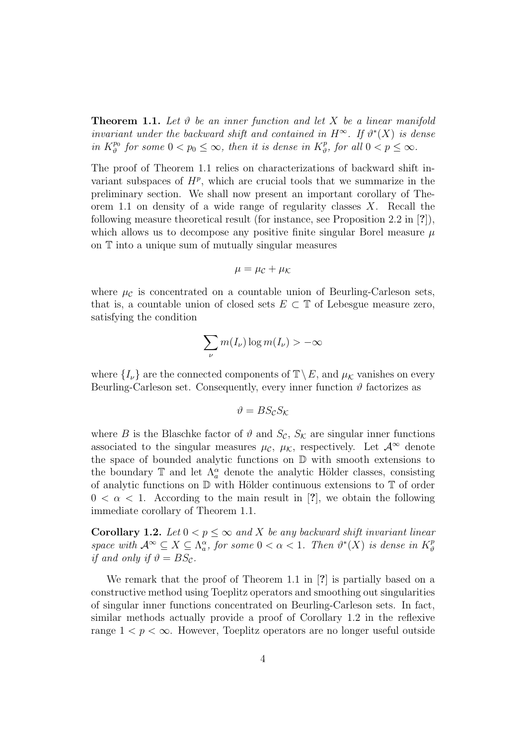**Theorem 1.1.** *Let $\vartheta$ be an inner function and let $X$ be a linear manifold invariant under the backward shift and contained in $H^\infty$. If $\vartheta^*(X)$ is dense in $K_\vartheta^{p_0}$ for some $0 < p_0 \leq \infty$, then it is dense in $K_\vartheta^p$, for all $0 < p \leq \infty$.*

The proof of Theorem 1.1 relies on characterizations of backward shift invariant subspaces of $H^p$, which are crucial tools that we summarize in the preliminary section. We shall now present an important corollary of Theorem 1.1 on density of a wide range of regularity classes $X$. Recall the following measure theoretical result (for instance, see Proposition 2.2 in [?]), which allows us to decompose any positive finite singular Borel measure $\mu$ on $\mathbb{T}$ into a unique sum of mutually singular measures

$$\mu = \mu_{\mathcal{C}} + \mu_{\mathcal{K}}$$

where $\mu_{\mathcal{C}}$ is concentrated on a countable union of Beurling-Carleson sets, that is, a countable union of closed sets $E \subset \mathbb{T}$ of Lebesgue measure zero, satisfying the condition

$$\sum_\nu m(I_\nu) \log m(I_\nu) > -\infty$$

where $\{I_\nu\}$ are the connected components of $\mathbb{T} \setminus E$, and $\mu_{\mathcal{K}}$ vanishes on every Beurling-Carleson set. Consequently, every inner function $\vartheta$ factorizes as

$$\vartheta = BS_{\mathcal{C}}S_{\mathcal{K}}$$

where $B$ is the Blaschke factor of $\vartheta$ and $S_{\mathcal{C}}$, $S_{\mathcal{K}}$ are singular inner functions associated to the singular measures $\mu_{\mathcal{C}}$, $\mu_{\mathcal{K}}$, respectively. Let $\mathcal{A}^\infty$ denote the space of bounded analytic functions on $\mathbb{D}$ with smooth extensions to the boundary $\mathbb{T}$ and let $\Lambda_a^\alpha$ denote the analytic Hölder classes, consisting of analytic functions on $\mathbb{D}$ with Hölder continuous extensions to $\mathbb{T}$ of order $0 < \alpha < 1$. According to the main result in [?], we obtain the following immediate corollary of Theorem 1.1.

**Corollary 1.2.** *Let $0 < p \leq \infty$ and $X$ be any backward shift invariant linear space with $\mathcal{A}^\infty \subseteq X \subseteq \Lambda_a^\alpha$, for some $0 < \alpha < 1$. Then $\vartheta^*(X)$ is dense in $K_\vartheta^p$ if and only if $\vartheta = BS_{\mathcal{C}}$.*

We remark that the proof of Theorem 1.1 in [?] is partially based on a constructive method using Toeplitz operators and smoothing out singularities of singular inner functions concentrated on Beurling-Carleson sets. In fact, similar methods actually provide a proof of Corollary 1.2 in the reflexive range $1 < p < \infty$. However, Toeplitz operators are no longer useful outside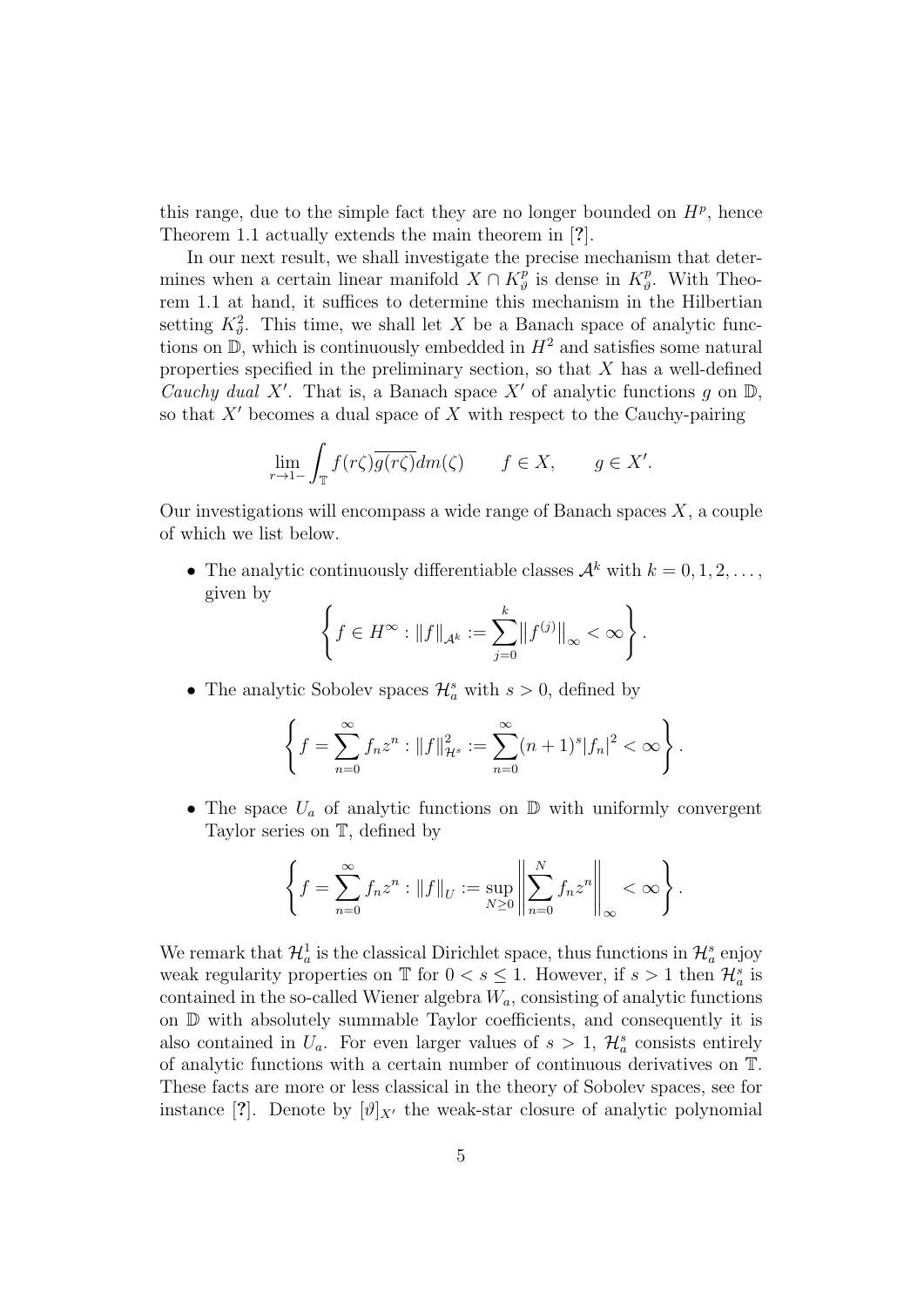this range, due to the simple fact they are no longer bounded on $H^p$, hence Theorem 1.1 actually extends the main theorem in [?].

In our next result, we shall investigate the precise mechanism that determines when a certain linear manifold $X \cap K^p_\vartheta$ is dense in $K^p_\vartheta$. With Theorem 1.1 at hand, it suffices to determine this mechanism in the Hilbertian setting $K^2_\vartheta$. This time, we shall let $X$ be a Banach space of analytic functions on $\mathbb{D}$, which is continuously embedded in $H^2$ and satisfies some natural properties specified in the preliminary section, so that $X$ has a well-defined *Cauchy dual* $X'$. That is, a Banach space $X'$ of analytic functions $g$ on $\mathbb{D}$, so that $X'$ becomes a dual space of $X$ with respect to the Cauchy-pairing

$$\lim_{r \to 1-} \int_{\mathbb{T}} f(r\zeta)\overline{g(r\zeta)} dm(\zeta) \qquad f \in X, \qquad g \in X'.$$

Our investigations will encompass a wide range of Banach spaces $X$, a couple of which we list below.

- The analytic continuously differentiable classes $\mathcal{A}^k$ with $k = 0, 1, 2, \dots$, given by
$$\left\{ f \in H^\infty : \|f\|_{\mathcal{A}^k} := \sum_{j=0}^{k} \left\|f^{(j)}\right\|_\infty < \infty \right\}.$$
- The analytic Sobolev spaces $\mathcal{H}^s_a$ with $s > 0$, defined by
$$\left\{ f = \sum_{n=0}^{\infty} f_n z^n : \|f\|^2_{\mathcal{H}^s} := \sum_{n=0}^{\infty} (n+1)^s |f_n|^2 < \infty \right\}.$$
- The space $U_a$ of analytic functions on $\mathbb{D}$ with uniformly convergent Taylor series on $\mathbb{T}$, defined by
$$\left\{ f = \sum_{n=0}^{\infty} f_n z^n : \|f\|_U := \sup_{N \geq 0} \left\| \sum_{n=0}^{N} f_n z^n \right\|_\infty < \infty \right\}.$$

We remark that $\mathcal{H}^1_a$ is the classical Dirichlet space, thus functions in $\mathcal{H}^s_a$ enjoy weak regularity properties on $\mathbb{T}$ for $0 < s \leq 1$. However, if $s > 1$ then $\mathcal{H}^s_a$ is contained in the so-called Wiener algebra $W_a$, consisting of analytic functions on $\mathbb{D}$ with absolutely summable Taylor coefficients, and consequently it is also contained in $U_a$. For even larger values of $s > 1$, $\mathcal{H}^s_a$ consists entirely of analytic functions with a certain number of continuous derivatives on $\mathbb{T}$. These facts are more or less classical in the theory of Sobolev spaces, see for instance [?]. Denote by $[\vartheta]_{X'}$ the weak-star closure of analytic polynomial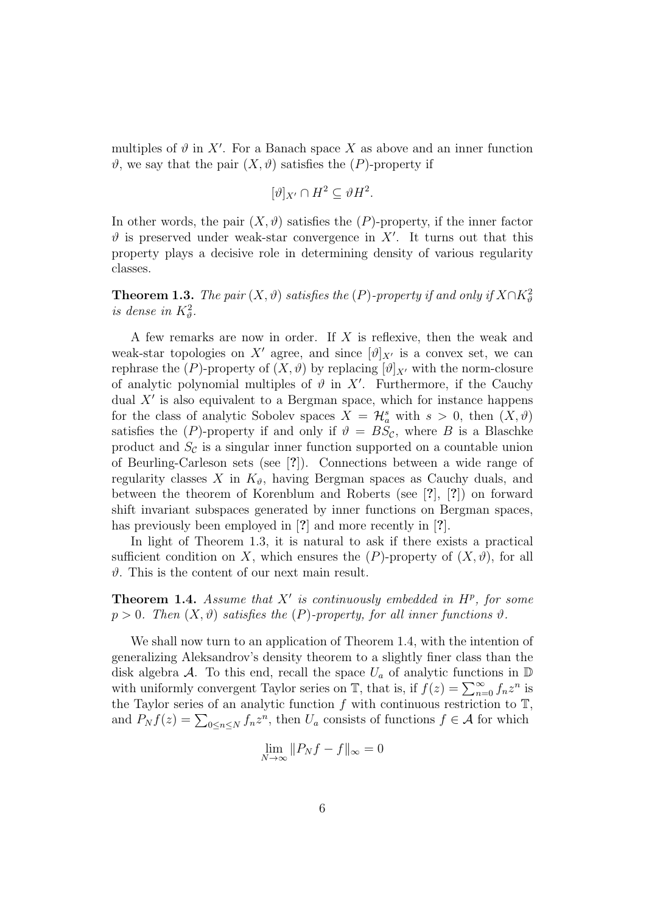multiples of $\vartheta$ in $X'$. For a Banach space $X$ as above and an inner function $\vartheta$, we say that the pair $(X, \vartheta)$ satisfies the $(P)$-property if

$$[\vartheta]_{X'} \cap H^2 \subseteq \vartheta H^2.$$

In other words, the pair $(X, \vartheta)$ satisfies the $(P)$-property, if the inner factor $\vartheta$ is preserved under weak-star convergence in $X'$. It turns out that this property plays a decisive role in determining density of various regularity classes.

**Theorem 1.3.** *The pair $(X, \vartheta)$ satisfies the $(P)$-property if and only if $X \cap K^2_\vartheta$ is dense in $K^2_\vartheta$.*

A few remarks are now in order. If $X$ is reflexive, then the weak and weak-star topologies on $X'$ agree, and since $[\vartheta]_{X'}$ is a convex set, we can rephrase the $(P)$-property of $(X, \vartheta)$ by replacing $[\vartheta]_{X'}$ with the norm-closure of analytic polynomial multiples of $\vartheta$ in $X'$. Furthermore, if the Cauchy dual $X'$ is also equivalent to a Bergman space, which for instance happens for the class of analytic Sobolev spaces $X = \mathcal{H}^s_a$ with $s > 0$, then $(X, \vartheta)$ satisfies the $(P)$-property if and only if $\vartheta = BS_\mathcal{C}$, where $B$ is a Blaschke product and $S_\mathcal{C}$ is a singular inner function supported on a countable union of Beurling-Carleson sets (see [?]). Connections between a wide range of regularity classes $X$ in $K_\vartheta$, having Bergman spaces as Cauchy duals, and between the theorem of Korenblum and Roberts (see [?], [?]) on forward shift invariant subspaces generated by inner functions on Bergman spaces, has previously been employed in [?] and more recently in [?].

In light of Theorem 1.3, it is natural to ask if there exists a practical sufficient condition on $X$, which ensures the $(P)$-property of $(X, \vartheta)$, for all $\vartheta$. This is the content of our next main result.

**Theorem 1.4.** *Assume that $X'$ is continuously embedded in $H^p$, for some $p > 0$. Then $(X, \vartheta)$ satisfies the $(P)$-property, for all inner functions $\vartheta$.*

We shall now turn to an application of Theorem 1.4, with the intention of generalizing Aleksandrov's density theorem to a slightly finer class than the disk algebra $\mathcal{A}$. To this end, recall the space $U_a$ of analytic functions in $\mathbb{D}$ with uniformly convergent Taylor series on $\mathbb{T}$, that is, if $f(z) = \sum_{n=0}^{\infty} f_n z^n$ is the Taylor series of an analytic function $f$ with continuous restriction to $\mathbb{T}$, and $P_N f(z) = \sum_{0 \leq n \leq N} f_n z^n$, then $U_a$ consists of functions $f \in \mathcal{A}$ for which

$$\lim_{N \to \infty} \|P_N f - f\|_\infty = 0$$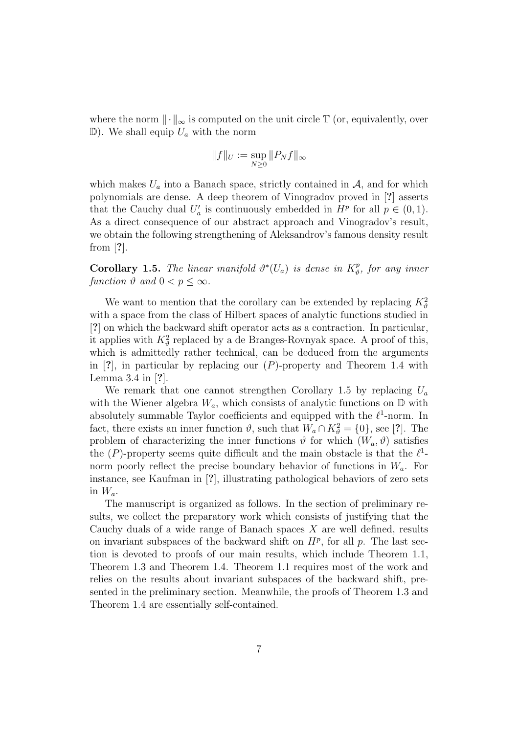where the norm $\|\cdot\|_\infty$ is computed on the unit circle $\mathbb{T}$ (or, equivalently, over $\mathbb{D}$). We shall equip $U_a$ with the norm

$$\|f\|_U := \sup_{N\geq 0} \|P_N f\|_\infty$$

which makes $U_a$ into a Banach space, strictly contained in $\mathcal{A}$, and for which polynomials are dense. A deep theorem of Vinogradov proved in [?] asserts that the Cauchy dual $U_a'$ is continuously embedded in $H^p$ for all $p \in (0,1)$. As a direct consequence of our abstract approach and Vinogradov's result, we obtain the following strengthening of Aleksandrov's famous density result from [?].

**Corollary 1.5.** *The linear manifold $\vartheta^*(U_a)$ is dense in $K^p_\vartheta$, for any inner function $\vartheta$ and $0 < p \leq \infty$.*

We want to mention that the corollary can be extended by replacing $K^2_\vartheta$ with a space from the class of Hilbert spaces of analytic functions studied in [?] on which the backward shift operator acts as a contraction. In particular, it applies with $K^2_\vartheta$ replaced by a de Branges-Rovnyak space. A proof of this, which is admittedly rather technical, can be deduced from the arguments in [?], in particular by replacing our $(P)$-property and Theorem 1.4 with Lemma 3.4 in [?].

We remark that one cannot strengthen Corollary 1.5 by replacing $U_a$ with the Wiener algebra $W_a$, which consists of analytic functions on $\mathbb{D}$ with absolutely summable Taylor coefficients and equipped with the $\ell^1$-norm. In fact, there exists an inner function $\vartheta$, such that $W_a \cap K^2_\vartheta = \{0\}$, see [?]. The problem of characterizing the inner functions $\vartheta$ for which $(W_a, \vartheta)$ satisfies the $(P)$-property seems quite difficult and the main obstacle is that the $\ell^1$-norm poorly reflect the precise boundary behavior of functions in $W_a$. For instance, see Kaufman in [?], illustrating pathological behaviors of zero sets in $W_a$.

The manuscript is organized as follows. In the section of preliminary results, we collect the preparatory work which consists of justifying that the Cauchy duals of a wide range of Banach spaces $X$ are well defined, results on invariant subspaces of the backward shift on $H^p$, for all $p$. The last section is devoted to proofs of our main results, which include Theorem 1.1, Theorem 1.3 and Theorem 1.4. Theorem 1.1 requires most of the work and relies on the results about invariant subspaces of the backward shift, presented in the preliminary section. Meanwhile, the proofs of Theorem 1.3 and Theorem 1.4 are essentially self-contained.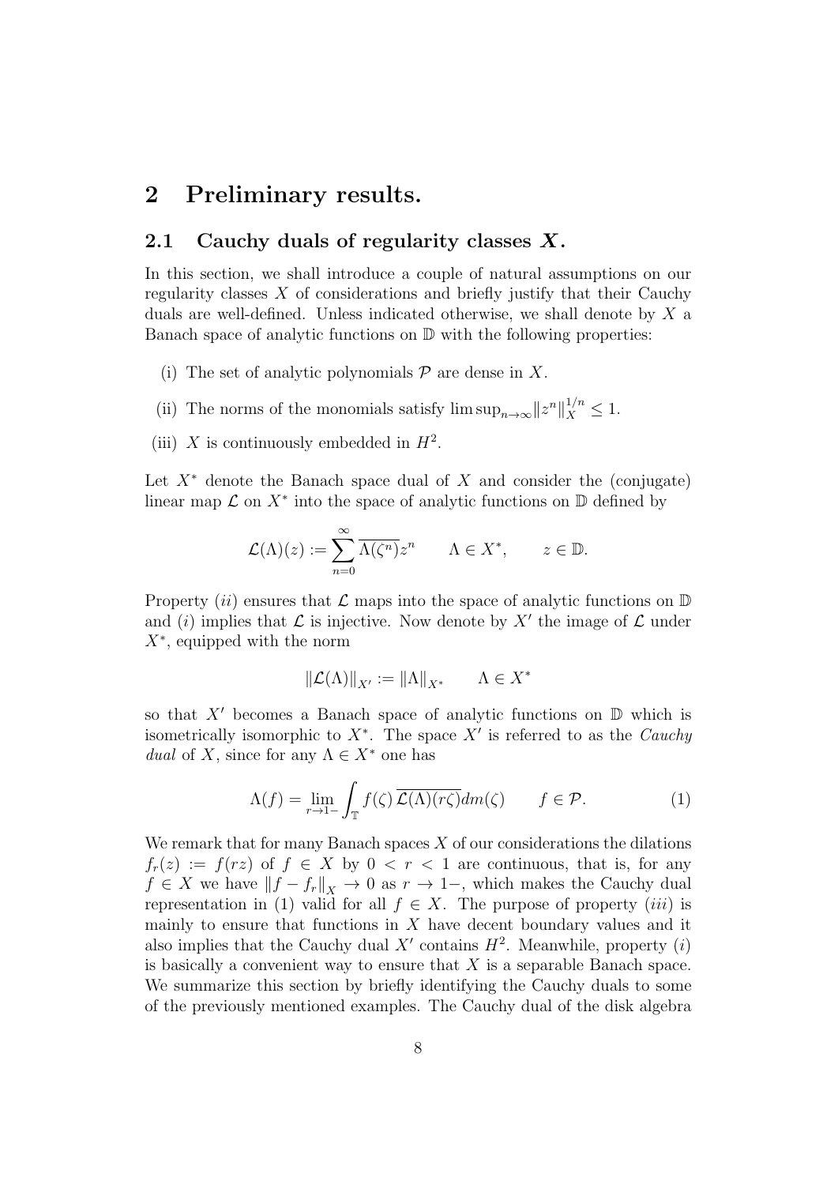# 2 Preliminary results.

## 2.1 Cauchy duals of regularity classes $X$.

In this section, we shall introduce a couple of natural assumptions on our regularity classes $X$ of considerations and briefly justify that their Cauchy duals are well-defined. Unless indicated otherwise, we shall denote by $X$ a Banach space of analytic functions on $\mathbb{D}$ with the following properties:

(i) The set of analytic polynomials $\mathcal{P}$ are dense in $X$.

(ii) The norms of the monomials satisfy $\limsup_{n\to\infty} \|z^n\|_X^{1/n} \leq 1$.

(iii) $X$ is continuously embedded in $H^2$.

Let $X^*$ denote the Banach space dual of $X$ and consider the (conjugate) linear map $\mathcal{L}$ on $X^*$ into the space of analytic functions on $\mathbb{D}$ defined by

$$\mathcal{L}(\Lambda)(z) := \sum_{n=0}^{\infty} \overline{\Lambda(\zeta^n)} z^n \qquad \Lambda \in X^*, \qquad z \in \mathbb{D}.$$

Property $(ii)$ ensures that $\mathcal{L}$ maps into the space of analytic functions on $\mathbb{D}$ and $(i)$ implies that $\mathcal{L}$ is injective. Now denote by $X'$ the image of $\mathcal{L}$ under $X^*$, equipped with the norm

$$\|\mathcal{L}(\Lambda)\|_{X'} := \|\Lambda\|_{X^*} \qquad \Lambda \in X^*$$

so that $X'$ becomes a Banach space of analytic functions on $\mathbb{D}$ which is isometrically isomorphic to $X^*$. The space $X'$ is referred to as the *Cauchy dual* of $X$, since for any $\Lambda \in X^*$ one has

$$\Lambda(f) = \lim_{r\to 1-} \int_{\mathbb{T}} f(\zeta)\, \overline{\mathcal{L}(\Lambda)(r\zeta)} dm(\zeta) \qquad f \in \mathcal{P}. \tag{1}$$

We remark that for many Banach spaces $X$ of our considerations the dilations $f_r(z) := f(rz)$ of $f \in X$ by $0 < r < 1$ are continuous, that is, for any $f \in X$ we have $\|f - f_r\|_X \to 0$ as $r \to 1-$, which makes the Cauchy dual representation in (1) valid for all $f \in X$. The purpose of property $(iii)$ is mainly to ensure that functions in $X$ have decent boundary values and it also implies that the Cauchy dual $X'$ contains $H^2$. Meanwhile, property $(i)$ is basically a convenient way to ensure that $X$ is a separable Banach space. We summarize this section by briefly identifying the Cauchy duals to some of the previously mentioned examples. The Cauchy dual of the disk algebra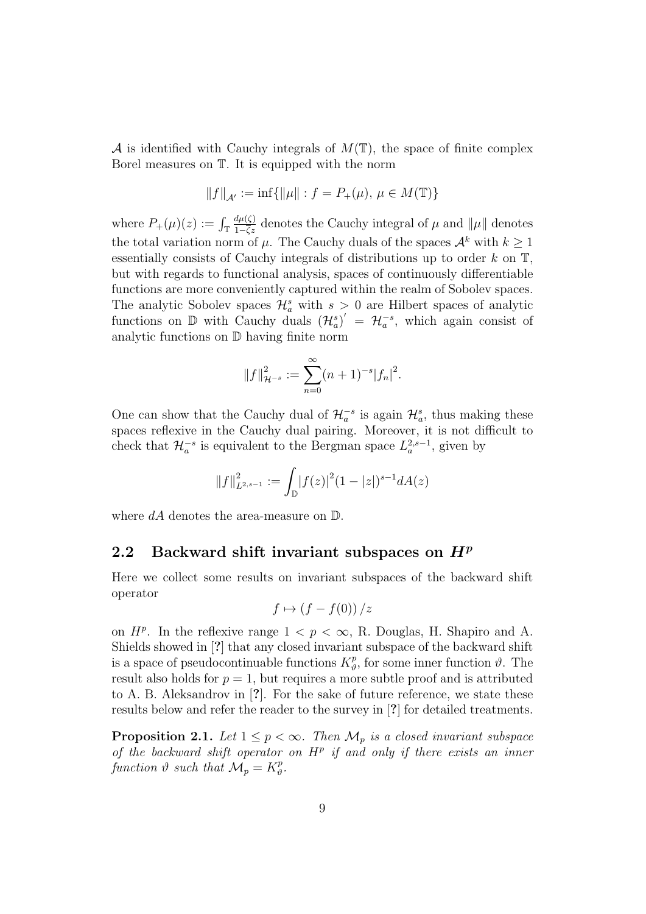$\mathcal{A}$ is identified with Cauchy integrals of $M(\mathbb{T})$, the space of finite complex Borel measures on $\mathbb{T}$. It is equipped with the norm

$$\|f\|_{\mathcal{A}'} := \inf\{\|\mu\| : f = P_+(\mu),\, \mu \in M(\mathbb{T})\}$$

where $P_+(\mu)(z) := \int_{\mathbb{T}} \frac{d\mu(\zeta)}{1-\bar{\zeta}z}$ denotes the Cauchy integral of $\mu$ and $\|\mu\|$ denotes the total variation norm of $\mu$. The Cauchy duals of the spaces $\mathcal{A}^k$ with $k \geq 1$ essentially consists of Cauchy integrals of distributions up to order $k$ on $\mathbb{T}$, but with regards to functional analysis, spaces of continuously differentiable functions are more conveniently captured within the realm of Sobolev spaces. The analytic Sobolev spaces $\mathcal{H}^s_a$ with $s > 0$ are Hilbert spaces of analytic functions on $\mathbb{D}$ with Cauchy duals $(\mathcal{H}^s_a)' = \mathcal{H}^{-s}_a$, which again consist of analytic functions on $\mathbb{D}$ having finite norm

$$\|f\|^2_{\mathcal{H}^{-s}} := \sum_{n=0}^{\infty} (n+1)^{-s} |f_n|^2.$$

One can show that the Cauchy dual of $\mathcal{H}^{-s}_a$ is again $\mathcal{H}^s_a$, thus making these spaces reflexive in the Cauchy dual pairing. Moreover, it is not difficult to check that $\mathcal{H}^{-s}_a$ is equivalent to the Bergman space $L^{2,s-1}_a$, given by

$$\|f\|^2_{L^{2,s-1}} := \int_{\mathbb{D}} |f(z)|^2 (1-|z|)^{s-1} dA(z)$$

where $dA$ denotes the area-measure on $\mathbb{D}$.

## 2.2 Backward shift invariant subspaces on $H^p$

Here we collect some results on invariant subspaces of the backward shift operator

$$f \mapsto (f - f(0))/z$$

on $H^p$. In the reflexive range $1 < p < \infty$, R. Douglas, H. Shapiro and A. Shields showed in [?] that any closed invariant subspace of the backward shift is a space of pseudocontinuable functions $K^p_\vartheta$, for some inner function $\vartheta$. The result also holds for $p = 1$, but requires a more subtle proof and is attributed to A. B. Aleksandrov in [?]. For the sake of future reference, we state these results below and refer the reader to the survey in [?] for detailed treatments.

**Proposition 2.1.** *Let $1 \leq p < \infty$. Then $\mathcal{M}_p$ is a closed invariant subspace of the backward shift operator on $H^p$ if and only if there exists an inner function $\vartheta$ such that $\mathcal{M}_p = K^p_\vartheta$.*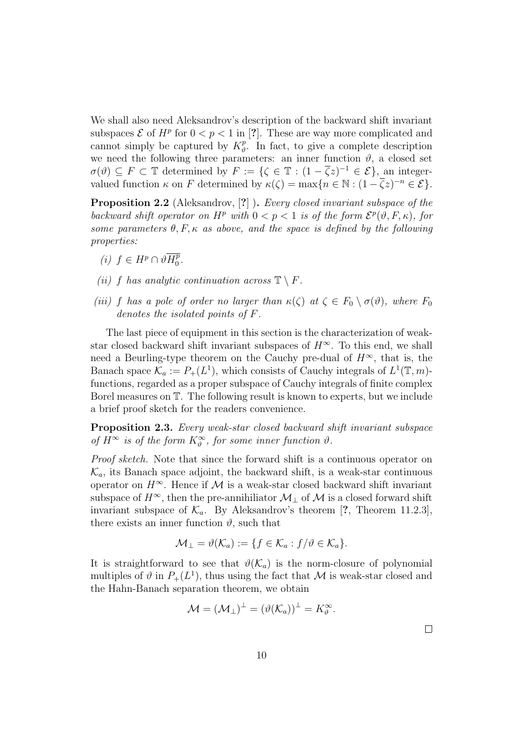We shall also need Aleksandrov's description of the backward shift invariant subspaces $\mathcal{E}$ of $H^p$ for $0 < p < 1$ in [?]. These are way more complicated and cannot simply be captured by $K^p_\vartheta$. In fact, to give a complete description we need the following three parameters: an inner function $\vartheta$, a closed set $\sigma(\vartheta) \subseteq F \subset \mathbb{T}$ determined by $F := \{\zeta \in \mathbb{T} : (1 - \overline{\zeta} z)^{-1} \in \mathcal{E}\}$, an integer-valued function $\kappa$ on $F$ determined by $\kappa(\zeta) = \max\{n \in \mathbb{N} : (1 - \overline{\zeta} z)^{-n} \in \mathcal{E}\}$.

**Proposition 2.2** (Aleksandrov, [?] )**.** *Every closed invariant subspace of the backward shift operator on $H^p$ with $0 < p < 1$ is of the form $\mathcal{E}^p(\vartheta, F, \kappa)$, for some parameters $\theta, F, \kappa$ as above, and the space is defined by the following properties:*

*(i) $f \in H^p \cap \vartheta \overline{H^p_0}$.*

*(ii) $f$ has analytic continuation across $\mathbb{T} \setminus F$.*

*(iii) $f$ has a pole of order no larger than $\kappa(\zeta)$ at $\zeta \in F_0 \setminus \sigma(\vartheta)$, where $F_0$ denotes the isolated points of $F$.*

The last piece of equipment in this section is the characterization of weak-star closed backward shift invariant subspaces of $H^\infty$. To this end, we shall need a Beurling-type theorem on the Cauchy pre-dual of $H^\infty$, that is, the Banach space $\mathcal{K}_a := P_+(L^1)$, which consists of Cauchy integrals of $L^1(\mathbb{T}, m)$-functions, regarded as a proper subspace of Cauchy integrals of finite complex Borel measures on $\mathbb{T}$. The following result is known to experts, but we include a brief proof sketch for the readers convenience.

**Proposition 2.3.** *Every weak-star closed backward shift invariant subspace of $H^\infty$ is of the form $K^\infty_\vartheta$, for some inner function $\vartheta$.*

*Proof sketch.* Note that since the forward shift is a continuous operator on $\mathcal{K}_a$, its Banach space adjoint, the backward shift, is a weak-star continuous operator on $H^\infty$. Hence if $\mathcal{M}$ is a weak-star closed backward shift invariant subspace of $H^\infty$, then the pre-annihiliator $\mathcal{M}_\perp$ of $\mathcal{M}$ is a closed forward shift invariant subspace of $\mathcal{K}_a$. By Aleksandrov's theorem [?, Theorem 11.2.3], there exists an inner function $\vartheta$, such that

$$\mathcal{M}_\perp = \vartheta(\mathcal{K}_a) := \{f \in \mathcal{K}_a : f/\vartheta \in \mathcal{K}_a\}.$$

It is straightforward to see that $\vartheta(\mathcal{K}_a)$ is the norm-closure of polynomial multiples of $\vartheta$ in $P_+(L^1)$, thus using the fact that $\mathcal{M}$ is weak-star closed and the Hahn-Banach separation theorem, we obtain

$$\mathcal{M} = (\mathcal{M}_\perp)^\perp = (\vartheta(\mathcal{K}_a))^\perp = K^\infty_\vartheta.$$

$\square$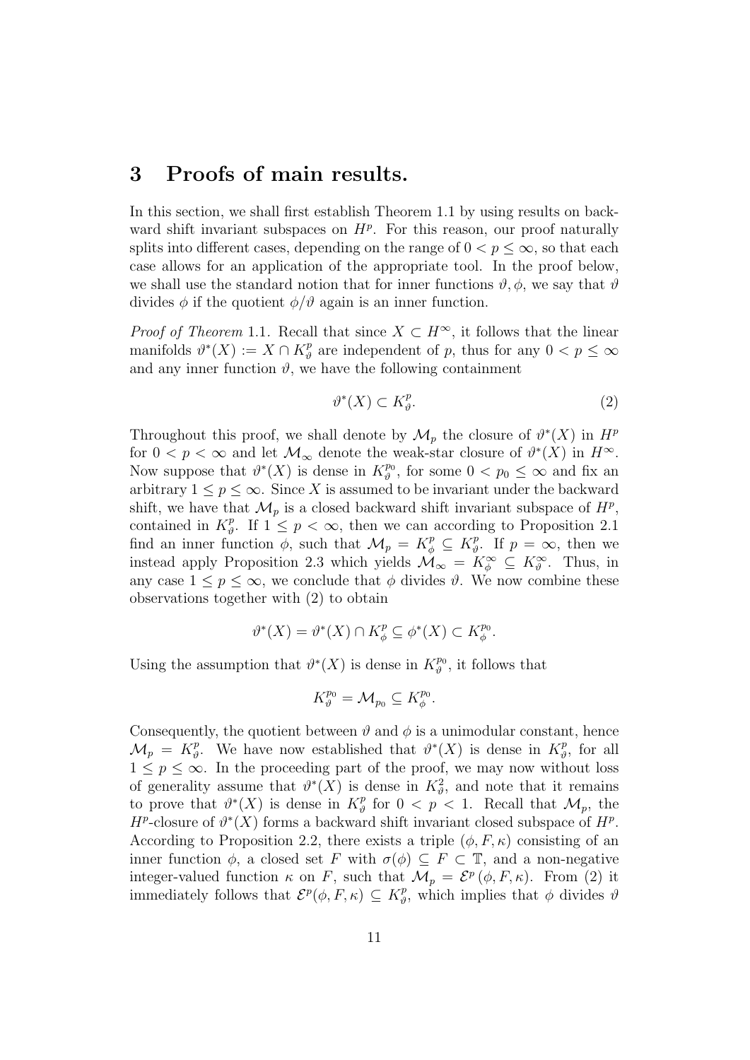# 3 Proofs of main results.

In this section, we shall first establish Theorem 1.1 by using results on backward shift invariant subspaces on $H^p$. For this reason, our proof naturally splits into different cases, depending on the range of $0 < p \leq \infty$, so that each case allows for an application of the appropriate tool. In the proof below, we shall use the standard notion that for inner functions $\vartheta, \phi$, we say that $\vartheta$ divides $\phi$ if the quotient $\phi/\vartheta$ again is an inner function.

*Proof of Theorem* 1.1. Recall that since $X \subset H^\infty$, it follows that the linear manifolds $\vartheta^*(X) := X \cap K^p_\vartheta$ are independent of $p$, thus for any $0 < p \leq \infty$ and any inner function $\vartheta$, we have the following containment

$$\vartheta^*(X) \subset K^p_\vartheta. \tag{2}$$

Throughout this proof, we shall denote by $\mathcal{M}_p$ the closure of $\vartheta^*(X)$ in $H^p$ for $0 < p < \infty$ and let $\mathcal{M}_\infty$ denote the weak-star closure of $\vartheta^*(X)$ in $H^\infty$. Now suppose that $\vartheta^*(X)$ is dense in $K^{p_0}_\vartheta$, for some $0 < p_0 \leq \infty$ and fix an arbitrary $1 \leq p \leq \infty$. Since $X$ is assumed to be invariant under the backward shift, we have that $\mathcal{M}_p$ is a closed backward shift invariant subspace of $H^p$, contained in $K^p_\vartheta$. If $1 \leq p < \infty$, then we can according to Proposition 2.1 find an inner function $\phi$, such that $\mathcal{M}_p = K^p_\phi \subseteq K^p_\vartheta$. If $p = \infty$, then we instead apply Proposition 2.3 which yields $\mathcal{M}_\infty = K^\infty_\phi \subseteq K^\infty_\vartheta$. Thus, in any case $1 \leq p \leq \infty$, we conclude that $\phi$ divides $\vartheta$. We now combine these observations together with (2) to obtain

$$\vartheta^*(X) = \vartheta^*(X) \cap K^p_\phi \subseteq \phi^*(X) \subset K^{p_0}_\phi.$$

Using the assumption that $\vartheta^*(X)$ is dense in $K^{p_0}_\vartheta$, it follows that

$$K^{p_0}_\vartheta = \mathcal{M}_{p_0} \subseteq K^{p_0}_\phi.$$

Consequently, the quotient between $\vartheta$ and $\phi$ is a unimodular constant, hence $\mathcal{M}_p = K^p_\vartheta$. We have now established that $\vartheta^*(X)$ is dense in $K^p_\vartheta$, for all $1 \leq p \leq \infty$. In the proceeding part of the proof, we may now without loss of generality assume that $\vartheta^*(X)$ is dense in $K^2_\vartheta$, and note that it remains to prove that $\vartheta^*(X)$ is dense in $K^p_\vartheta$ for $0 < p < 1$. Recall that $\mathcal{M}_p$, the $H^p$-closure of $\vartheta^*(X)$ forms a backward shift invariant closed subspace of $H^p$. According to Proposition 2.2, there exists a triple $(\phi, F, \kappa)$ consisting of an inner function $\phi$, a closed set $F$ with $\sigma(\phi) \subseteq F \subset \mathbb{T}$, and a non-negative integer-valued function $\kappa$ on $F$, such that $\mathcal{M}_p = \mathcal{E}^p(\phi, F, \kappa)$. From (2) it immediately follows that $\mathcal{E}^p(\phi, F, \kappa) \subseteq K^p_\vartheta$, which implies that $\phi$ divides $\vartheta$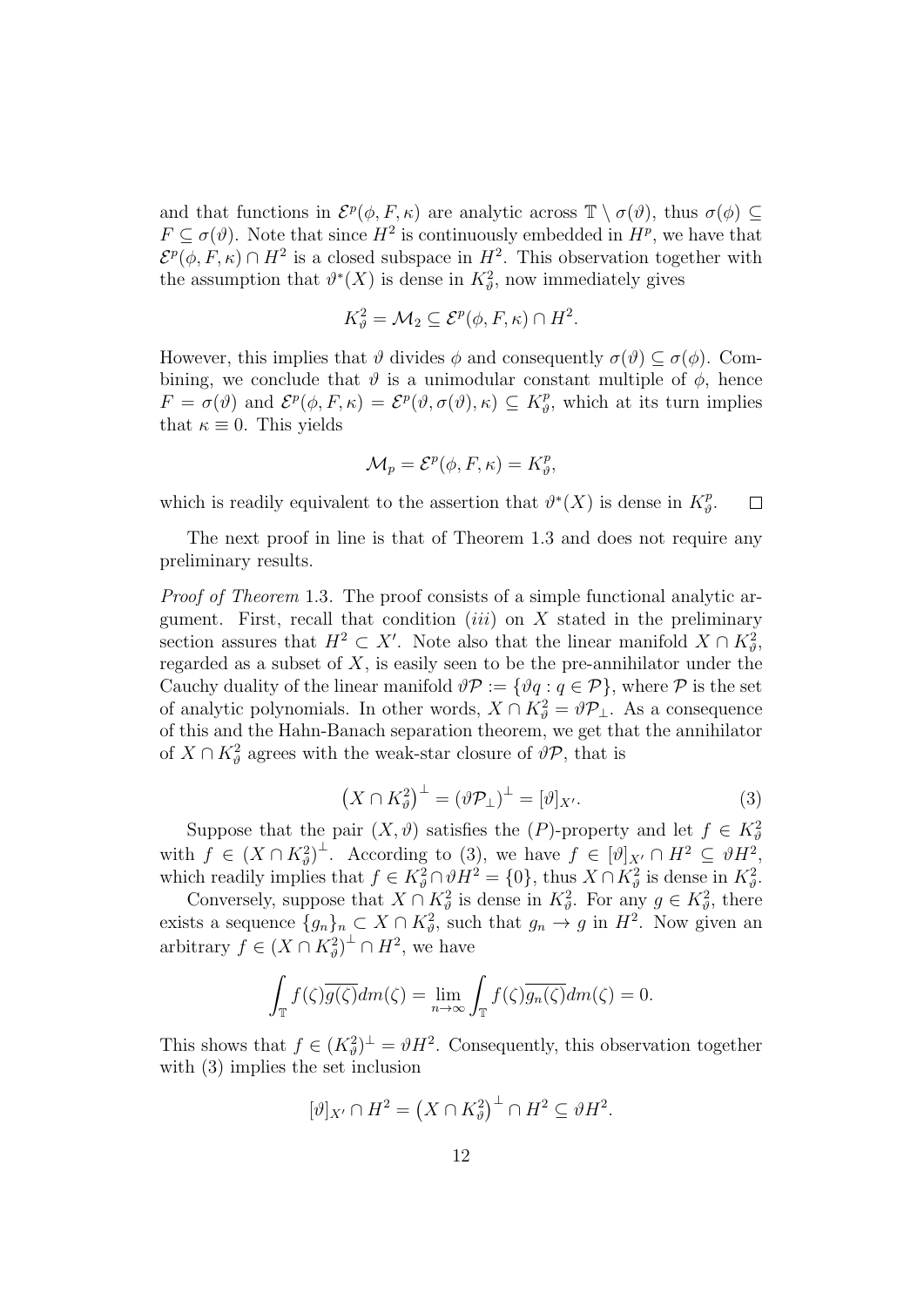and that functions in $\mathcal{E}^p(\phi, F, \kappa)$ are analytic across $\mathbb{T} \setminus \sigma(\vartheta)$, thus $\sigma(\phi) \subseteq F \subseteq \sigma(\vartheta)$. Note that since $H^2$ is continuously embedded in $H^p$, we have that $\mathcal{E}^p(\phi, F, \kappa) \cap H^2$ is a closed subspace in $H^2$. This observation together with the assumption that $\vartheta^*(X)$ is dense in $K^2_\vartheta$, now immediately gives

$$K^2_\vartheta = \mathcal{M}_2 \subseteq \mathcal{E}^p(\phi, F, \kappa) \cap H^2.$$

However, this implies that $\vartheta$ divides $\phi$ and consequently $\sigma(\vartheta) \subseteq \sigma(\phi)$. Combining, we conclude that $\vartheta$ is a unimodular constant multiple of $\phi$, hence $F = \sigma(\vartheta)$ and $\mathcal{E}^p(\phi, F, \kappa) = \mathcal{E}^p(\vartheta, \sigma(\vartheta), \kappa) \subseteq K^p_\vartheta$, which at its turn implies that $\kappa \equiv 0$. This yields

$$\mathcal{M}_p = \mathcal{E}^p(\phi, F, \kappa) = K^p_\vartheta,$$

which is readily equivalent to the assertion that $\vartheta^*(X)$ is dense in $K^p_\vartheta$. $\square$

The next proof in line is that of Theorem 1.3 and does not require any preliminary results.

*Proof of Theorem* 1.3. The proof consists of a simple functional analytic argument. First, recall that condition $(iii)$ on $X$ stated in the preliminary section assures that $H^2 \subset X'$. Note also that the linear manifold $X \cap K^2_\vartheta$, regarded as a subset of $X$, is easily seen to be the pre-annihilator under the Cauchy duality of the linear manifold $\vartheta\mathcal{P} := \{\vartheta q : q \in \mathcal{P}\}$, where $\mathcal{P}$ is the set of analytic polynomials. In other words, $X \cap K^2_\vartheta = \vartheta\mathcal{P}_\perp$. As a consequence of this and the Hahn-Banach separation theorem, we get that the annihilator of $X \cap K^2_\vartheta$ agrees with the weak-star closure of $\vartheta\mathcal{P}$, that is

$$\left(X \cap K^2_\vartheta\right)^\perp = \left(\vartheta\mathcal{P}_\perp\right)^\perp = [\vartheta]_{X'}. \tag{3}$$

Suppose that the pair $(X, \vartheta)$ satisfies the $(P)$-property and let $f \in K^2_\vartheta$ with $f \in \left(X \cap K^2_\vartheta\right)^\perp$. According to (3), we have $f \in [\vartheta]_{X'} \cap H^2 \subseteq \vartheta H^2$, which readily implies that $f \in K^2_\vartheta \cap \vartheta H^2 = \{0\}$, thus $X \cap K^2_\vartheta$ is dense in $K^2_\vartheta$.

Conversely, suppose that $X \cap K^2_\vartheta$ is dense in $K^2_\vartheta$. For any $g \in K^2_\vartheta$, there exists a sequence $\{g_n\}_n \subset X \cap K^2_\vartheta$, such that $g_n \to g$ in $H^2$. Now given an arbitrary $f \in \left(X \cap K^2_\vartheta\right)^\perp \cap H^2$, we have

$$\int_{\mathbb{T}} f(\zeta)\overline{g(\zeta)}dm(\zeta) = \lim_{n\to\infty} \int_{\mathbb{T}} f(\zeta)\overline{g_n(\zeta)}dm(\zeta) = 0.$$

This shows that $f \in (K^2_\vartheta)^\perp = \vartheta H^2$. Consequently, this observation together with (3) implies the set inclusion

$$[\vartheta]_{X'} \cap H^2 = \left(X \cap K^2_\vartheta\right)^\perp \cap H^2 \subseteq \vartheta H^2.$$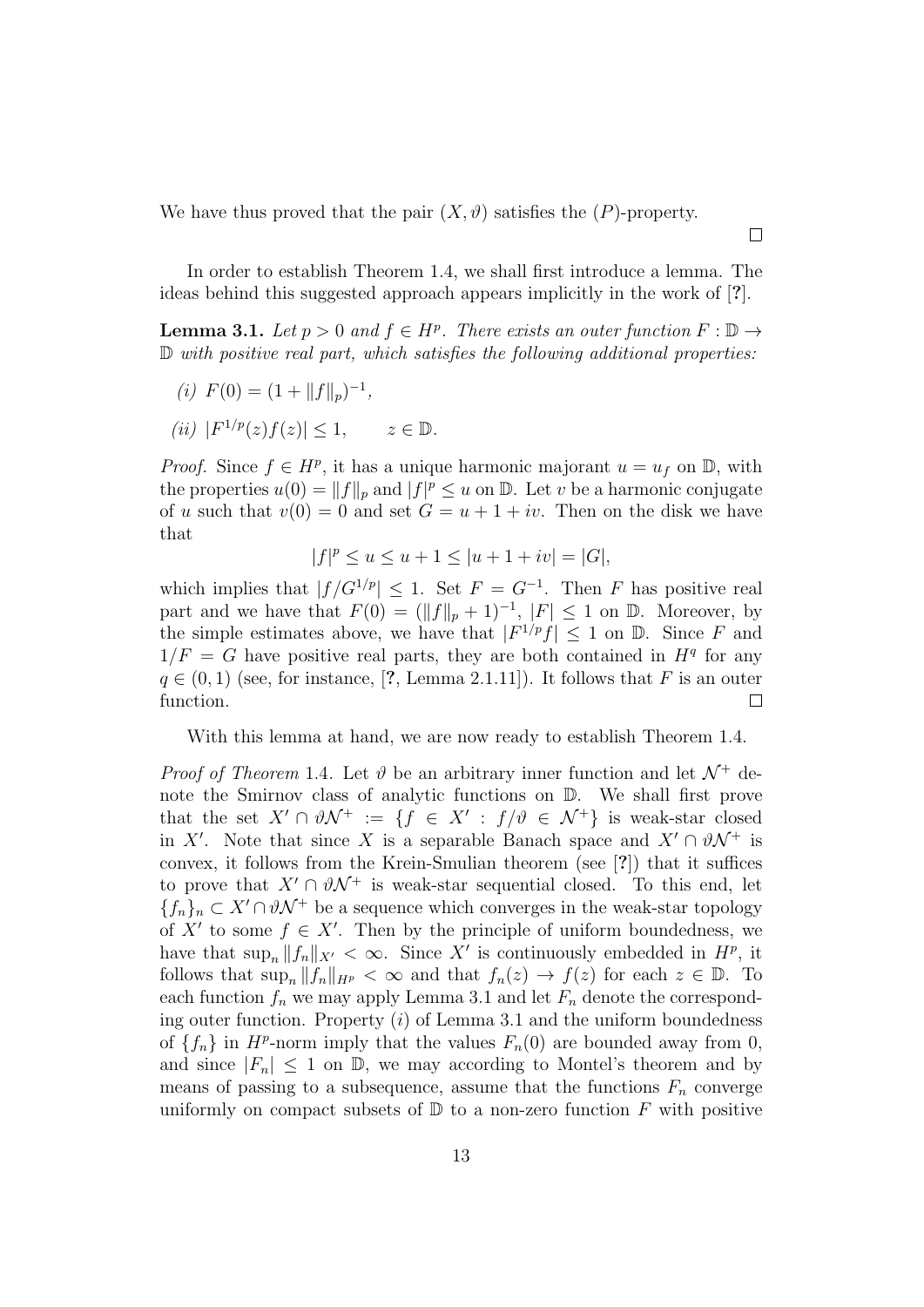We have thus proved that the pair $(X, \vartheta)$ satisfies the $(P)$-property.

$\square$

In order to establish Theorem 1.4, we shall first introduce a lemma. The ideas behind this suggested approach appears implicitly in the work of [?].

**Lemma 3.1.** *Let $p > 0$ and $f \in H^p$. There exists an outer function $F : \mathbb{D} \to \mathbb{D}$ with positive real part, which satisfies the following additional properties:*

*(i)* $F(0) = (1 + \|f\|_p)^{-1}$,

*(ii)* $|F^{1/p}(z) f(z)| \leq 1, \qquad z \in \mathbb{D}.$

*Proof.* Since $f \in H^p$, it has a unique harmonic majorant $u = u_f$ on $\mathbb{D}$, with the properties $u(0) = \|f\|_p$ and $|f|^p \leq u$ on $\mathbb{D}$. Let $v$ be a harmonic conjugate of $u$ such that $v(0) = 0$ and set $G = u + 1 + iv$. Then on the disk we have that

$$|f|^p \leq u \leq u + 1 \leq |u + 1 + iv| = |G|,$$

which implies that $|f/G^{1/p}| \leq 1$. Set $F = G^{-1}$. Then $F$ has positive real part and we have that $F(0) = (\|f\|_p + 1)^{-1}$, $|F| \leq 1$ on $\mathbb{D}$. Moreover, by the simple estimates above, we have that $|F^{1/p} f| \leq 1$ on $\mathbb{D}$. Since $F$ and $1/F = G$ have positive real parts, they are both contained in $H^q$ for any $q \in (0, 1)$ (see, for instance, [?, Lemma 2.1.11]). It follows that $F$ is an outer function. $\square$

With this lemma at hand, we are now ready to establish Theorem 1.4.

*Proof of Theorem* 1.4. Let $\vartheta$ be an arbitrary inner function and let $\mathcal{N}^+$ denote the Smirnov class of analytic functions on $\mathbb{D}$. We shall first prove that the set $X' \cap \vartheta \mathcal{N}^+ := \{f \in X' : f/\vartheta \in \mathcal{N}^+\}$ is weak-star closed in $X'$. Note that since $X$ is a separable Banach space and $X' \cap \vartheta \mathcal{N}^+$ is convex, it follows from the Krein-Smulian theorem (see [?]) that it suffices to prove that $X' \cap \vartheta \mathcal{N}^+$ is weak-star sequential closed. To this end, let $\{f_n\}_n \subset X' \cap \vartheta \mathcal{N}^+$ be a sequence which converges in the weak-star topology of $X'$ to some $f \in X'$. Then by the principle of uniform boundedness, we have that $\sup_n \|f_n\|_{X'} < \infty$. Since $X'$ is continuously embedded in $H^p$, it follows that $\sup_n \|f_n\|_{H^p} < \infty$ and that $f_n(z) \to f(z)$ for each $z \in \mathbb{D}$. To each function $f_n$ we may apply Lemma 3.1 and let $F_n$ denote the corresponding outer function. Property $(i)$ of Lemma 3.1 and the uniform boundedness of $\{f_n\}$ in $H^p$-norm imply that the values $F_n(0)$ are bounded away from 0, and since $|F_n| \leq 1$ on $\mathbb{D}$, we may according to Montel's theorem and by means of passing to a subsequence, assume that the functions $F_n$ converge uniformly on compact subsets of $\mathbb{D}$ to a non-zero function $F$ with positive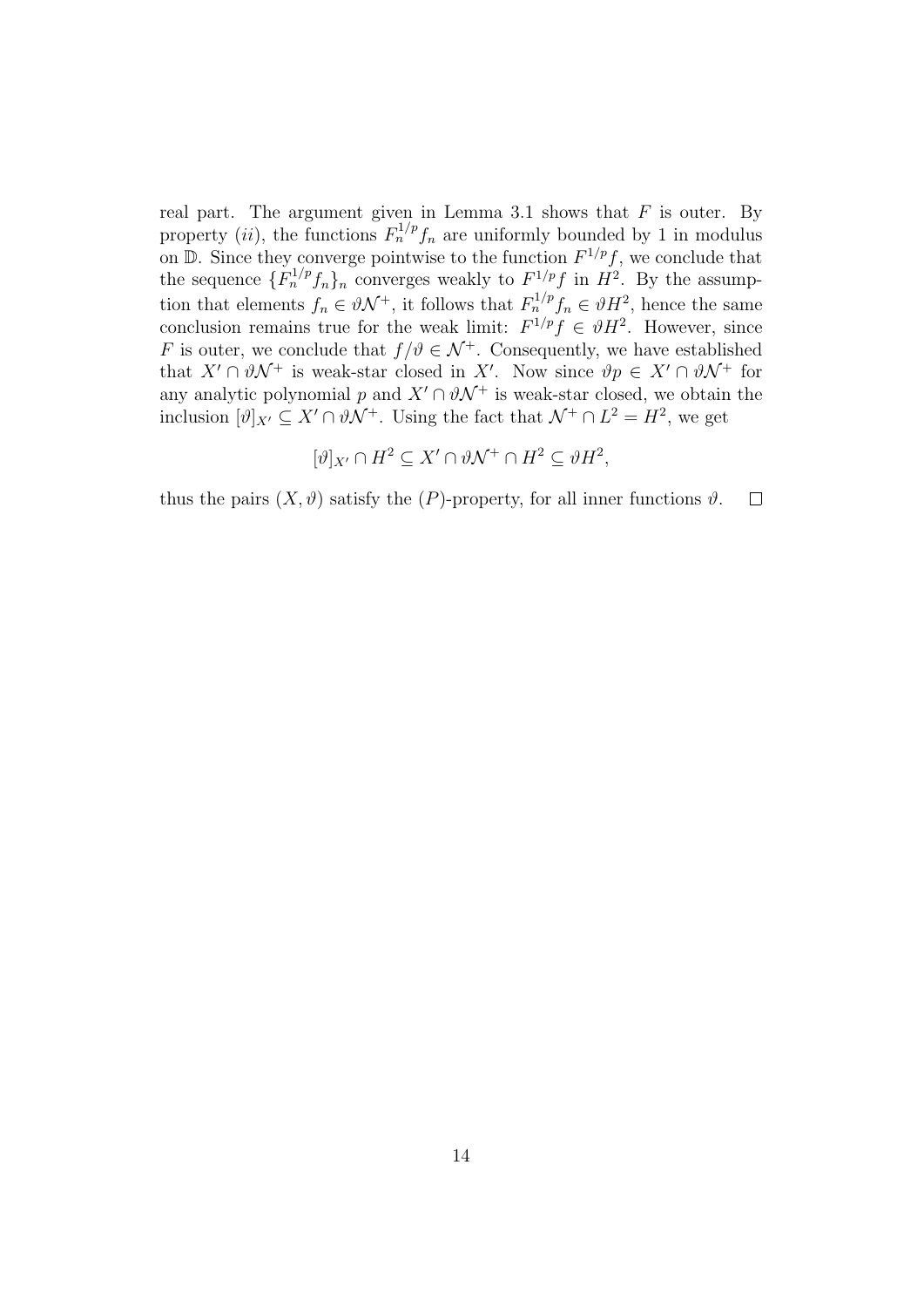real part. The argument given in Lemma 3.1 shows that $F$ is outer. By property $(ii)$, the functions $F_n^{1/p} f_n$ are uniformly bounded by 1 in modulus on $\mathbb{D}$. Since they converge pointwise to the function $F^{1/p} f$, we conclude that the sequence $\{F_n^{1/p} f_n\}_n$ converges weakly to $F^{1/p} f$ in $H^2$. By the assumption that elements $f_n \in \vartheta\mathcal{N}^+$, it follows that $F_n^{1/p} f_n \in \vartheta H^2$, hence the same conclusion remains true for the weak limit: $F^{1/p} f \in \vartheta H^2$. However, since $F$ is outer, we conclude that $f/\vartheta \in \mathcal{N}^+$. Consequently, we have established that $X' \cap \vartheta\mathcal{N}^+$ is weak-star closed in $X'$. Now since $\vartheta p \in X' \cap \vartheta\mathcal{N}^+$ for any analytic polynomial $p$ and $X' \cap \vartheta\mathcal{N}^+$ is weak-star closed, we obtain the inclusion $[\vartheta]_{X'} \subseteq X' \cap \vartheta\mathcal{N}^+$. Using the fact that $\mathcal{N}^+ \cap L^2 = H^2$, we get

$$[\vartheta]_{X'} \cap H^2 \subseteq X' \cap \vartheta\mathcal{N}^+ \cap H^2 \subseteq \vartheta H^2,$$

thus the pairs $(X, \vartheta)$ satisfy the $(P)$-property, for all inner functions $\vartheta$. $\square$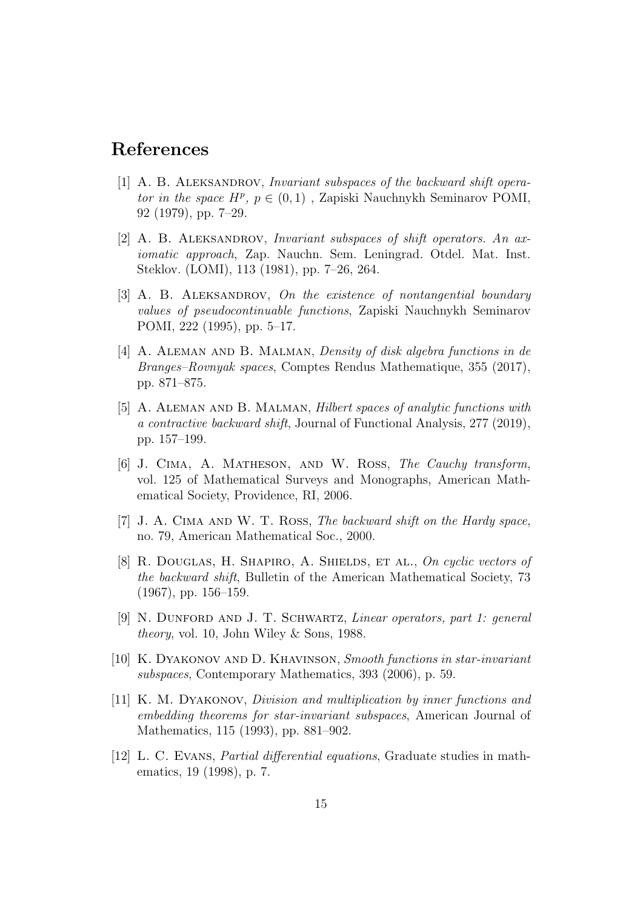## References

[1] A. B. Aleksandrov, *Invariant subspaces of the backward shift operator in the space $H^p$, $p \in (0,1)$* , Zapiski Nauchnykh Seminarov POMI, 92 (1979), pp. 7–29.

[2] A. B. Aleksandrov, *Invariant subspaces of shift operators. An axiomatic approach*, Zap. Nauchn. Sem. Leningrad. Otdel. Mat. Inst. Steklov. (LOMI), 113 (1981), pp. 7–26, 264.

[3] A. B. Aleksandrov, *On the existence of nontangential boundary values of pseudocontinuable functions*, Zapiski Nauchnykh Seminarov POMI, 222 (1995), pp. 5–17.

[4] A. Aleman and B. Malman, *Density of disk algebra functions in de Branges–Rovnyak spaces*, Comptes Rendus Mathematique, 355 (2017), pp. 871–875.

[5] A. Aleman and B. Malman, *Hilbert spaces of analytic functions with a contractive backward shift*, Journal of Functional Analysis, 277 (2019), pp. 157–199.

[6] J. Cima, A. Matheson, and W. Ross, *The Cauchy transform*, vol. 125 of Mathematical Surveys and Monographs, American Mathematical Society, Providence, RI, 2006.

[7] J. A. Cima and W. T. Ross, *The backward shift on the Hardy space*, no. 79, American Mathematical Soc., 2000.

[8] R. Douglas, H. Shapiro, A. Shields, et al., *On cyclic vectors of the backward shift*, Bulletin of the American Mathematical Society, 73 (1967), pp. 156–159.

[9] N. Dunford and J. T. Schwartz, *Linear operators, part 1: general theory*, vol. 10, John Wiley & Sons, 1988.

[10] K. Dyakonov and D. Khavinson, *Smooth functions in star-invariant subspaces*, Contemporary Mathematics, 393 (2006), p. 59.

[11] K. M. Dyakonov, *Division and multiplication by inner functions and embedding theorems for star-invariant subspaces*, American Journal of Mathematics, 115 (1993), pp. 881–902.

[12] L. C. Evans, *Partial differential equations*, Graduate studies in mathematics, 19 (1998), p. 7.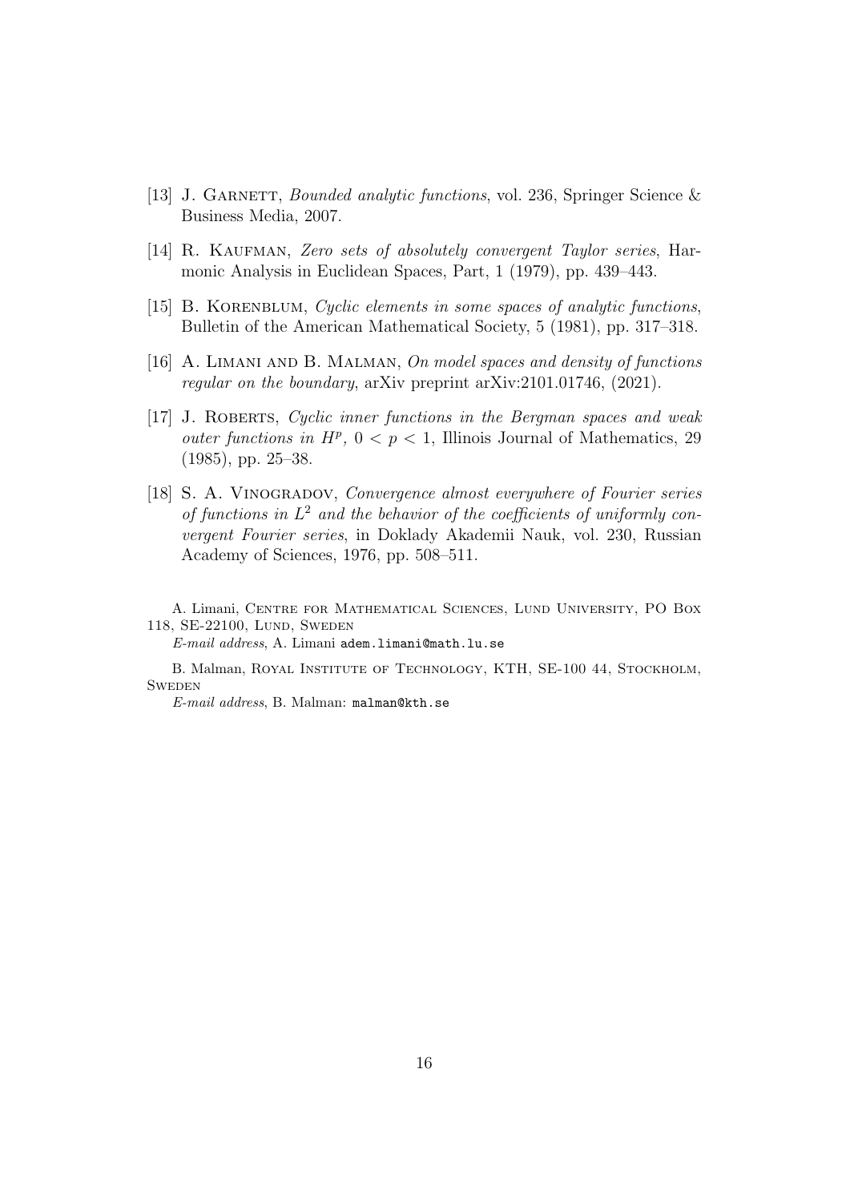[13] J. Garnett, *Bounded analytic functions*, vol. 236, Springer Science & Business Media, 2007.

[14] R. Kaufman, *Zero sets of absolutely convergent Taylor series*, Harmonic Analysis in Euclidean Spaces, Part, 1 (1979), pp. 439–443.

[15] B. Korenblum, *Cyclic elements in some spaces of analytic functions*, Bulletin of the American Mathematical Society, 5 (1981), pp. 317–318.

[16] A. Limani and B. Malman, *On model spaces and density of functions regular on the boundary*, arXiv preprint arXiv:2101.01746, (2021).

[17] J. Roberts, *Cyclic inner functions in the Bergman spaces and weak outer functions in $H^p$, $0 < p < 1$*, Illinois Journal of Mathematics, 29 (1985), pp. 25–38.

[18] S. A. Vinogradov, *Convergence almost everywhere of Fourier series of functions in $L^2$ and the behavior of the coefficients of uniformly convergent Fourier series*, in Doklady Akademii Nauk, vol. 230, Russian Academy of Sciences, 1976, pp. 508–511.

A. Limani, Centre for Mathematical Sciences, Lund University, PO Box 118, SE-22100, Lund, Sweden

*E-mail address*, A. Limani adem.limani@math.lu.se

B. Malman, Royal Institute of Technology, KTH, SE-100 44, Stockholm, Sweden

*E-mail address*, B. Malman: malman@kth.se